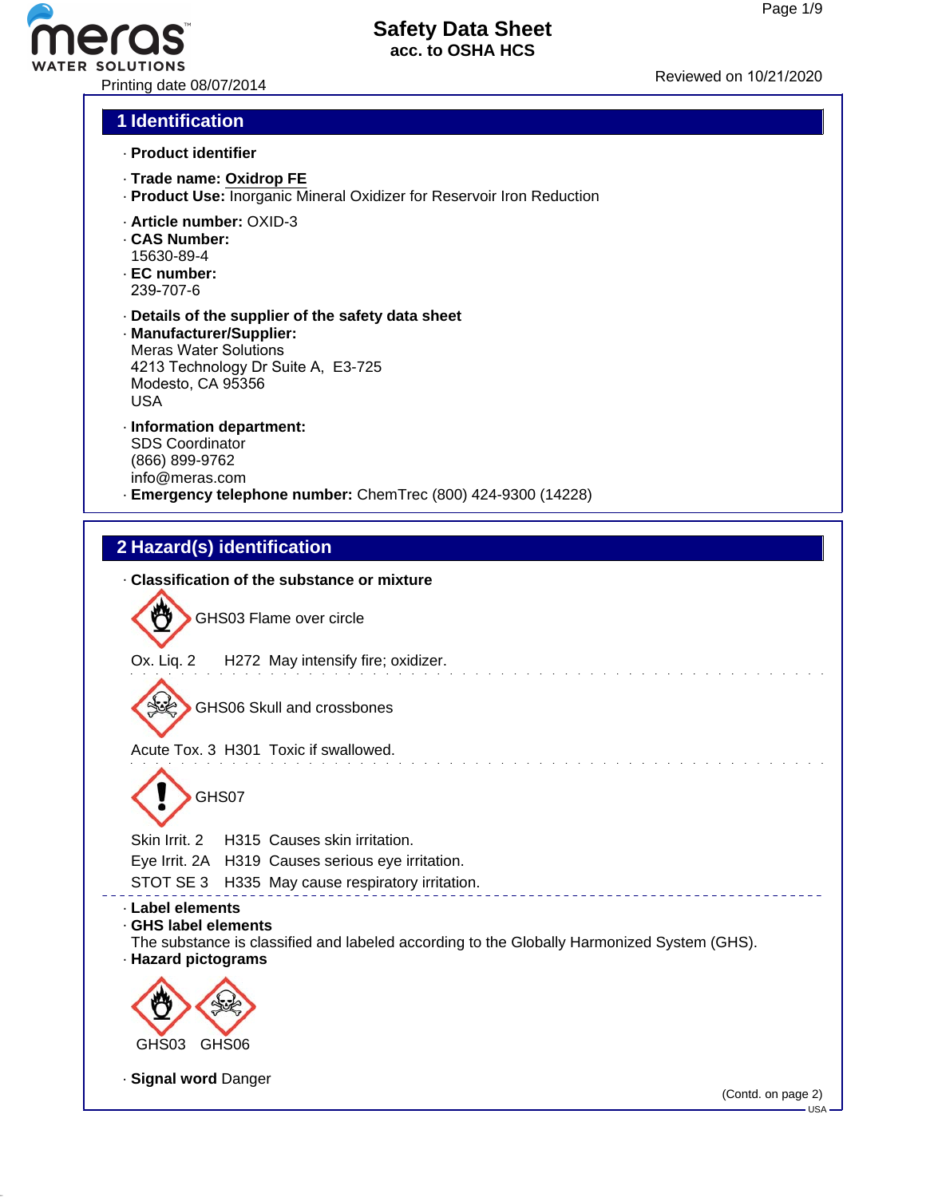Safety Data Sheet
acc. to OSHA HCS

Printing date 08/07/2014

Reviewed on 10/21/2020

## 1 Identification

· **Product identifier**

· **Trade name:** **Oxidrop FE**
· **Product Use:** Inorganic Mineral Oxidizer for Reservoir Iron Reduction

· **Article number:** OXID-3
· **CAS Number:**
15630-89-4
· **EC number:**
239-707-6

· **Details of the supplier of the safety data sheet**
· **Manufacturer/Supplier:**
Meras Water Solutions
4213 Technology Dr Suite A, E3-725
Modesto, CA 95356
USA

· **Information department:**
SDS Coordinator
(866) 899-9762
info@meras.com
· **Emergency telephone number:** ChemTrec (800) 424-9300 (14228)

## 2 Hazard(s) identification

· **Classification of the substance or mixture**

GHS03 Flame over circle

Ox. Liq. 2 H272 May intensify fire; oxidizer.

GHS06 Skull and crossbones

Acute Tox. 3 H301 Toxic if swallowed.

GHS07

Skin Irrit. 2 H315 Causes skin irritation.
Eye Irrit. 2A H319 Causes serious eye irritation.
STOT SE 3 H335 May cause respiratory irritation.

· **Label elements**
· **GHS label elements**
The substance is classified and labeled according to the Globally Harmonized System (GHS).
· **Hazard pictograms**

GHS03 GHS06

· **Signal word** Danger

(Contd. on page 2)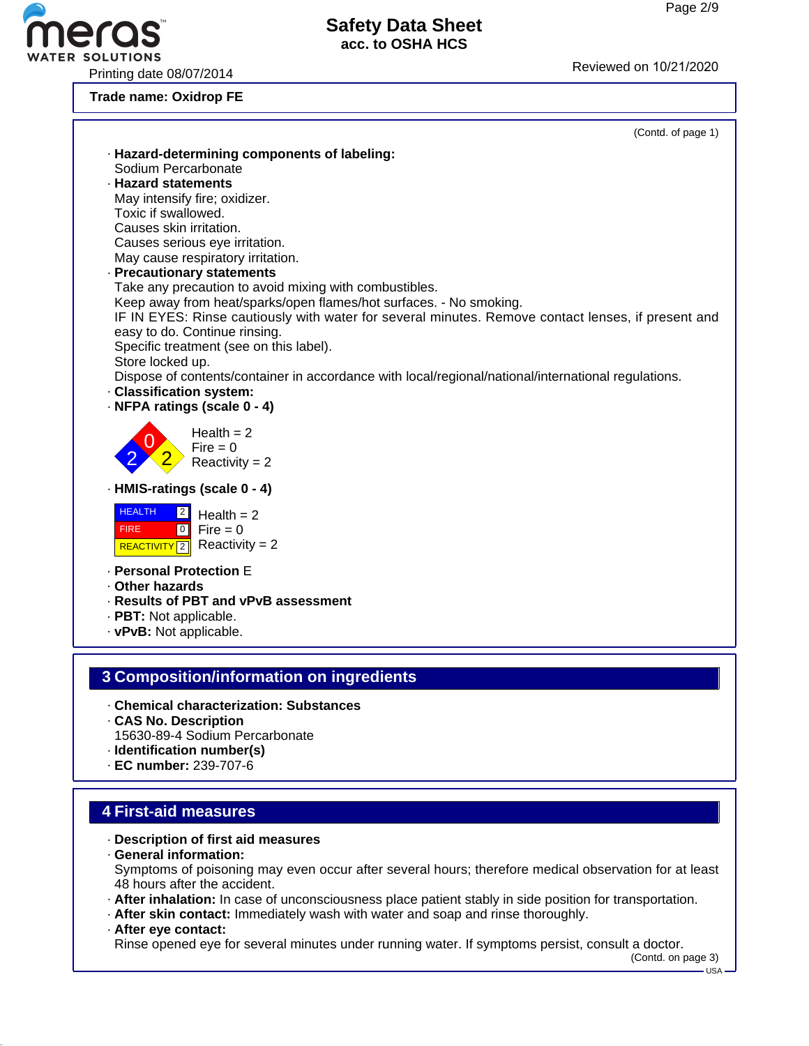**Trade name: Oxidrop FE**

(Contd. of page 1)

· **Hazard-determining components of labeling:**
Sodium Percarbonate
· **Hazard statements**
May intensify fire; oxidizer.
Toxic if swallowed.
Causes skin irritation.
Causes serious eye irritation.
May cause respiratory irritation.
· **Precautionary statements**
Take any precaution to avoid mixing with combustibles.
Keep away from heat/sparks/open flames/hot surfaces. - No smoking.
IF IN EYES: Rinse cautiously with water for several minutes. Remove contact lenses, if present and easy to do. Continue rinsing.
Specific treatment (see on this label).
Store locked up.
Dispose of contents/container in accordance with local/regional/national/international regulations.
· **Classification system:**
· **NFPA ratings (scale 0 - 4)**

Health = 2
Fire = 0
Reactivity = 2

· **HMIS-ratings (scale 0 - 4)**

| | |
|---|---|
| HEALTH | 2 |
| FIRE | 0 |
| REACTIVITY | 2 |

Health = 2
Fire = 0
Reactivity = 2

· **Personal Protection** E
· **Other hazards**
· **Results of PBT and vPvB assessment**
· **PBT:** Not applicable.
· **vPvB:** Not applicable.

## 3 Composition/information on ingredients

· **Chemical characterization: Substances**
· **CAS No. Description**
15630-89-4 Sodium Percarbonate
· **Identification number(s)**
· **EC number:** 239-707-6

## 4 First-aid measures

· **Description of first aid measures**
· **General information:**
Symptoms of poisoning may even occur after several hours; therefore medical observation for at least 48 hours after the accident.
· **After inhalation:** In case of unconsciousness place patient stably in side position for transportation.
· **After skin contact:** Immediately wash with water and soap and rinse thoroughly.
· **After eye contact:**
Rinse opened eye for several minutes under running water. If symptoms persist, consult a doctor.

(Contd. on page 3)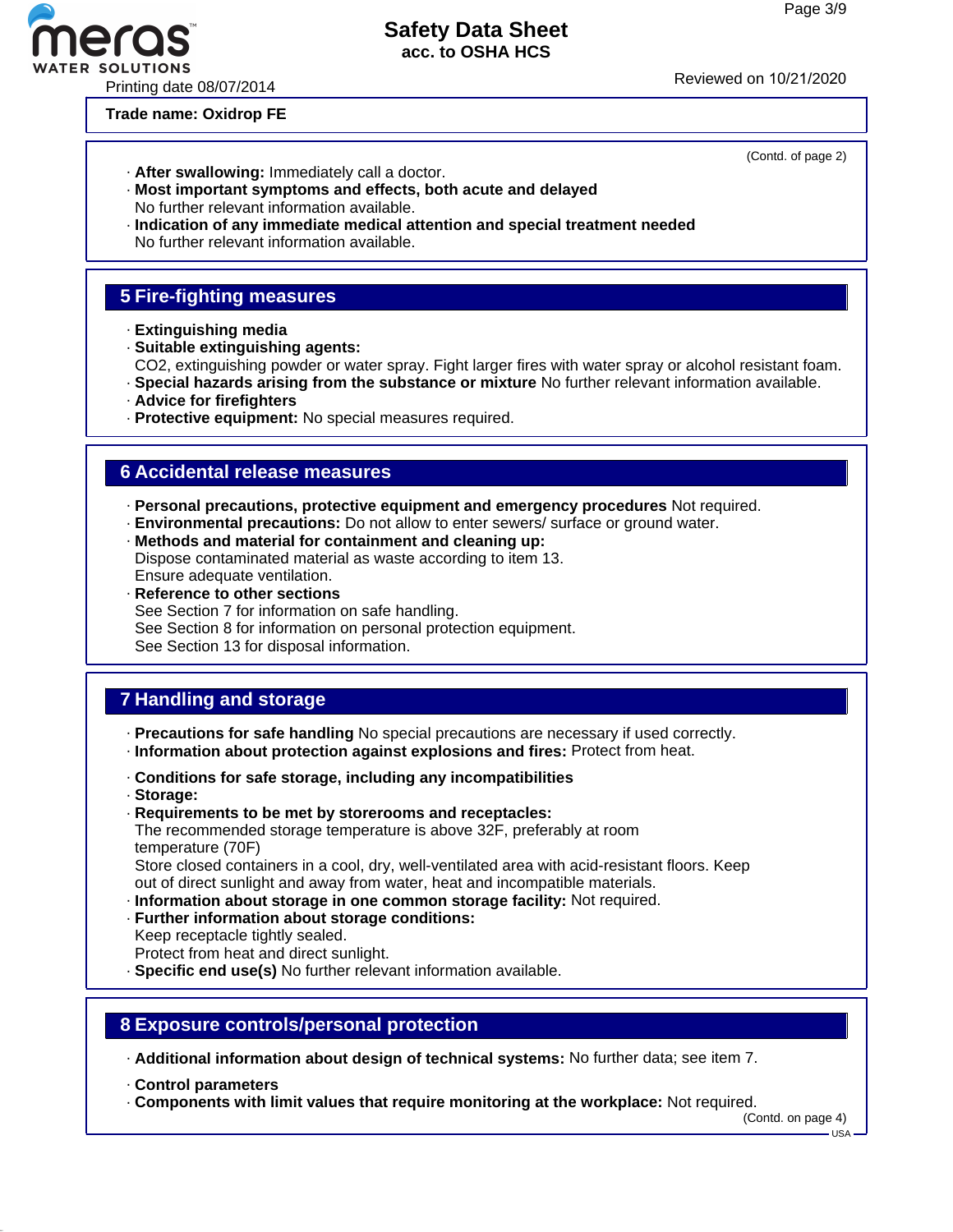Trade name: Oxidrop FE

(Contd. of page 2)

· **After swallowing:** Immediately call a doctor.
· **Most important symptoms and effects, both acute and delayed**
No further relevant information available.
· **Indication of any immediate medical attention and special treatment needed**
No further relevant information available.

## 5 Fire-fighting measures

· **Extinguishing media**
· **Suitable extinguishing agents:**
$CO_2$, extinguishing powder or water spray. Fight larger fires with water spray or alcohol resistant foam.
· **Special hazards arising from the substance or mixture** No further relevant information available.
· **Advice for firefighters**
· **Protective equipment:** No special measures required.

## 6 Accidental release measures

· **Personal precautions, protective equipment and emergency procedures** Not required.
· **Environmental precautions:** Do not allow to enter sewers/ surface or ground water.
· **Methods and material for containment and cleaning up:**
Dispose contaminated material as waste according to item 13.
Ensure adequate ventilation.
· **Reference to other sections**
See Section 7 for information on safe handling.
See Section 8 for information on personal protection equipment.
See Section 13 for disposal information.

## 7 Handling and storage

· **Precautions for safe handling** No special precautions are necessary if used correctly.
· **Information about protection against explosions and fires:** Protect from heat.

· **Conditions for safe storage, including any incompatibilities**
· **Storage:**
· **Requirements to be met by storerooms and receptacles:**
The recommended storage temperature is above 32F, preferably at room temperature (70F)
Store closed containers in a cool, dry, well-ventilated area with acid-resistant floors. Keep out of direct sunlight and away from water, heat and incompatible materials.
· **Information about storage in one common storage facility:** Not required.
· **Further information about storage conditions:**
Keep receptacle tightly sealed.
Protect from heat and direct sunlight.
· **Specific end use(s)** No further relevant information available.

## 8 Exposure controls/personal protection

· **Additional information about design of technical systems:** No further data; see item 7.

· **Control parameters**
· **Components with limit values that require monitoring at the workplace:** Not required.

(Contd. on page 4)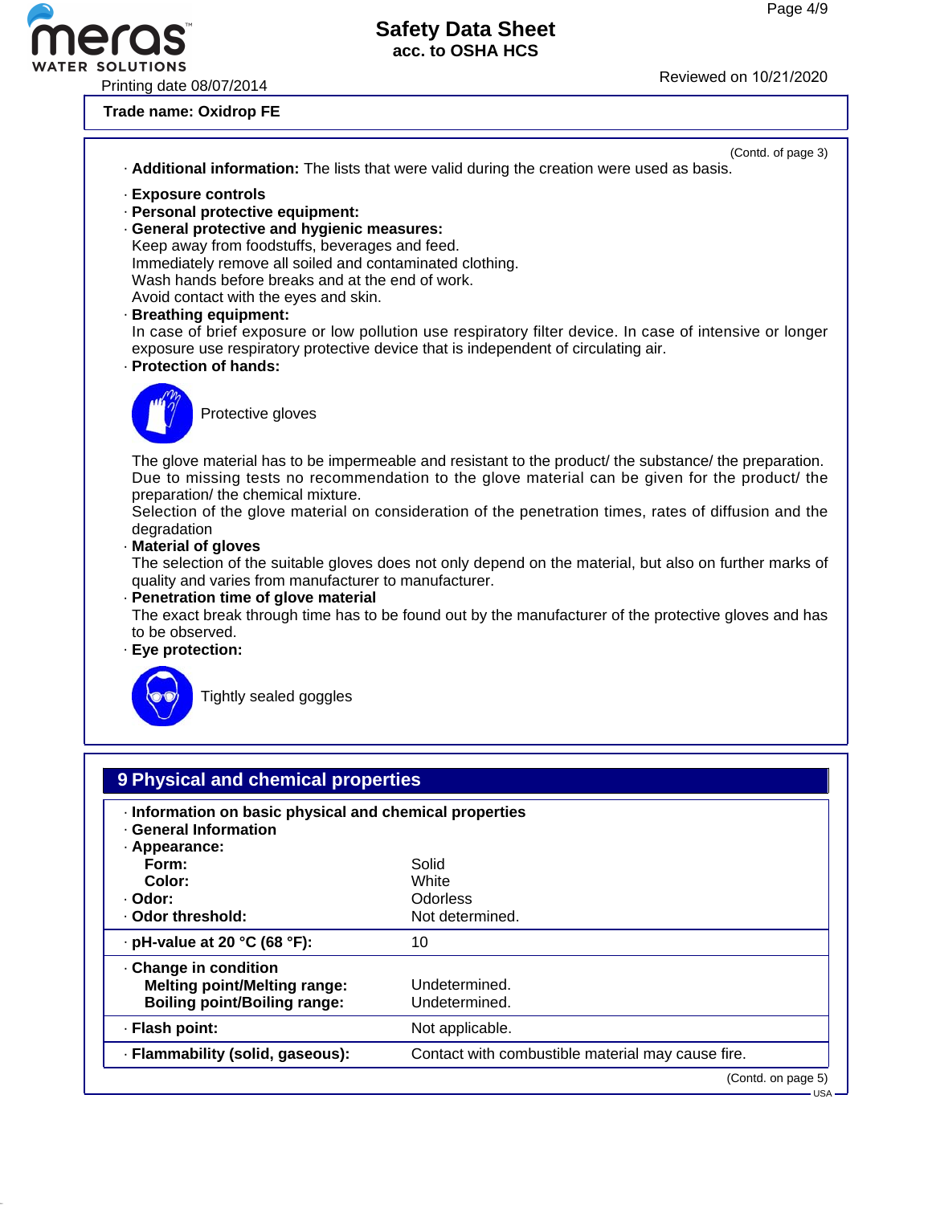**Trade name: Oxidrop FE**

(Contd. of page 3)

· **Additional information:** The lists that were valid during the creation were used as basis.

· **Exposure controls**
· **Personal protective equipment:**
· **General protective and hygienic measures:**
Keep away from foodstuffs, beverages and feed.
Immediately remove all soiled and contaminated clothing.
Wash hands before breaks and at the end of work.
Avoid contact with the eyes and skin.
· **Breathing equipment:**
In case of brief exposure or low pollution use respiratory filter device. In case of intensive or longer exposure use respiratory protective device that is independent of circulating air.
· **Protection of hands:**

Protective gloves

The glove material has to be impermeable and resistant to the product/ the substance/ the preparation.
Due to missing tests no recommendation to the glove material can be given for the product/ the preparation/ the chemical mixture.
Selection of the glove material on consideration of the penetration times, rates of diffusion and the degradation
· **Material of gloves**
The selection of the suitable gloves does not only depend on the material, but also on further marks of quality and varies from manufacturer to manufacturer.
· **Penetration time of glove material**
The exact break through time has to be found out by the manufacturer of the protective gloves and has to be observed.
· **Eye protection:**

Tightly sealed goggles

## 9 Physical and chemical properties

| · **Information on basic physical and chemical properties** | |
|---|---|
| · **General Information** | |
| · **Appearance:** | |
| **Form:** | Solid |
| **Color:** | White |
| · **Odor:** | Odorless |
| · **Odor threshold:** | Not determined. |
| · **pH-value at 20 °C (68 °F):** | 10 |
| · **Change in condition** | |
| **Melting point/Melting range:** | Undetermined. |
| **Boiling point/Boiling range:** | Undetermined. |
| · **Flash point:** | Not applicable. |
| · **Flammability (solid, gaseous):** | Contact with combustible material may cause fire. |

(Contd. on page 5)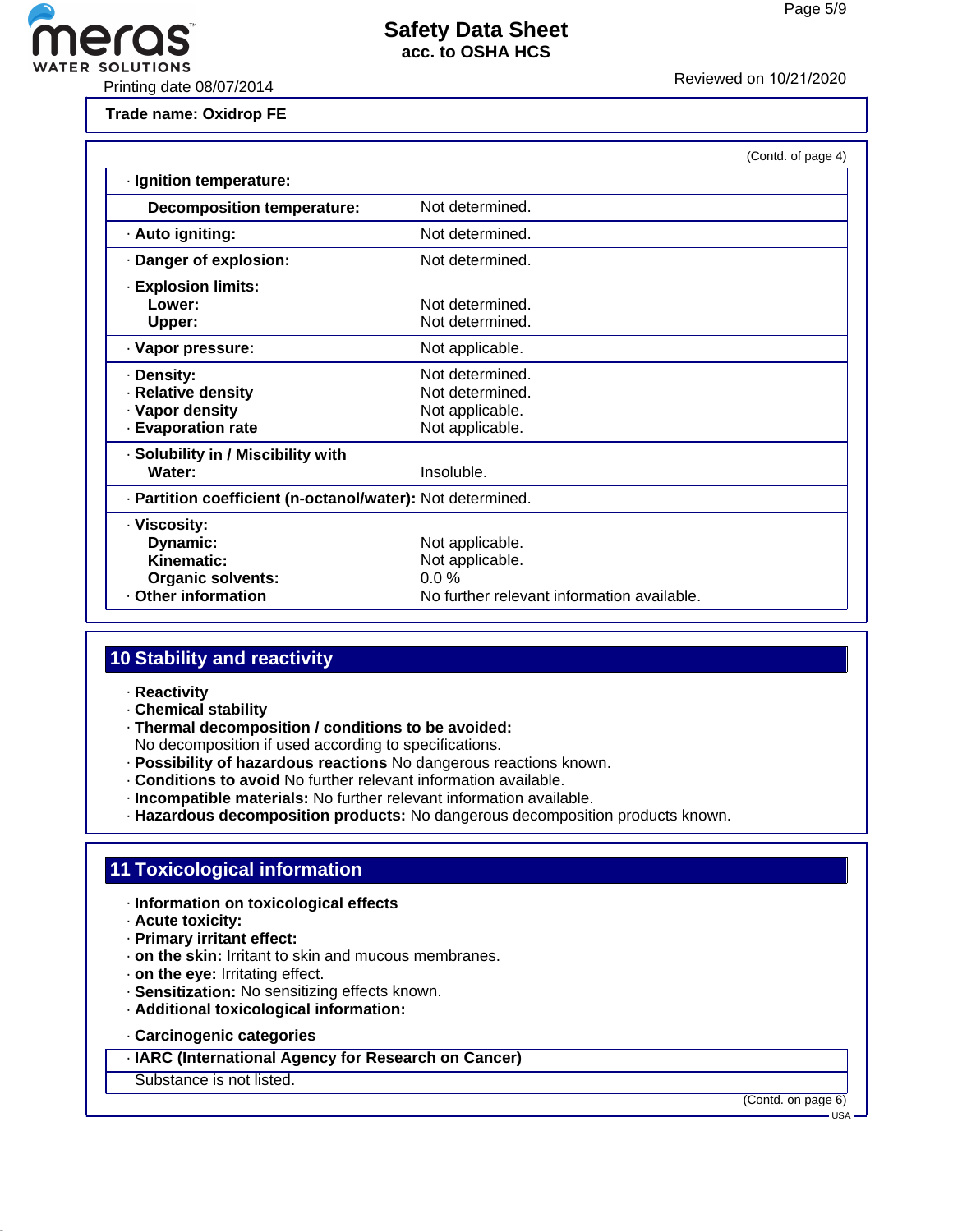Trade name: Oxidrop FE

(Contd. of page 4)

| | |
|---|---|
| · **Ignition temperature:** | |
| **Decomposition temperature:** | Not determined. |
| · **Auto igniting:** | Not determined. |
| · **Danger of explosion:** | Not determined. |
| · **Explosion limits:** | |
| **Lower:** | Not determined. |
| **Upper:** | Not determined. |
| · **Vapor pressure:** | Not applicable. |
| · **Density:** | Not determined. |
| · **Relative density** | Not determined. |
| · **Vapor density** | Not applicable. |
| · **Evaporation rate** | Not applicable. |
| · **Solubility in / Miscibility with** | |
| **Water:** | Insoluble. |
| · **Partition coefficient (n-octanol/water):** | Not determined. |
| · **Viscosity:** | |
| **Dynamic:** | Not applicable. |
| **Kinematic:** | Not applicable. |
| **Organic solvents:** | 0.0 % |
| · **Other information** | No further relevant information available. |

## 10 Stability and reactivity

· **Reactivity**
· **Chemical stability**
· **Thermal decomposition / conditions to be avoided:**
No decomposition if used according to specifications.
· **Possibility of hazardous reactions** No dangerous reactions known.
· **Conditions to avoid** No further relevant information available.
· **Incompatible materials:** No further relevant information available.
· **Hazardous decomposition products:** No dangerous decomposition products known.

## 11 Toxicological information

· **Information on toxicological effects**
· **Acute toxicity:**
· **Primary irritant effect:**
· **on the skin:** Irritant to skin and mucous membranes.
· **on the eye:** Irritating effect.
· **Sensitization:** No sensitizing effects known.
· **Additional toxicological information:**

· **Carcinogenic categories**

| · **IARC (International Agency for Research on Cancer)** |
|---|
| Substance is not listed. |

(Contd. on page 6)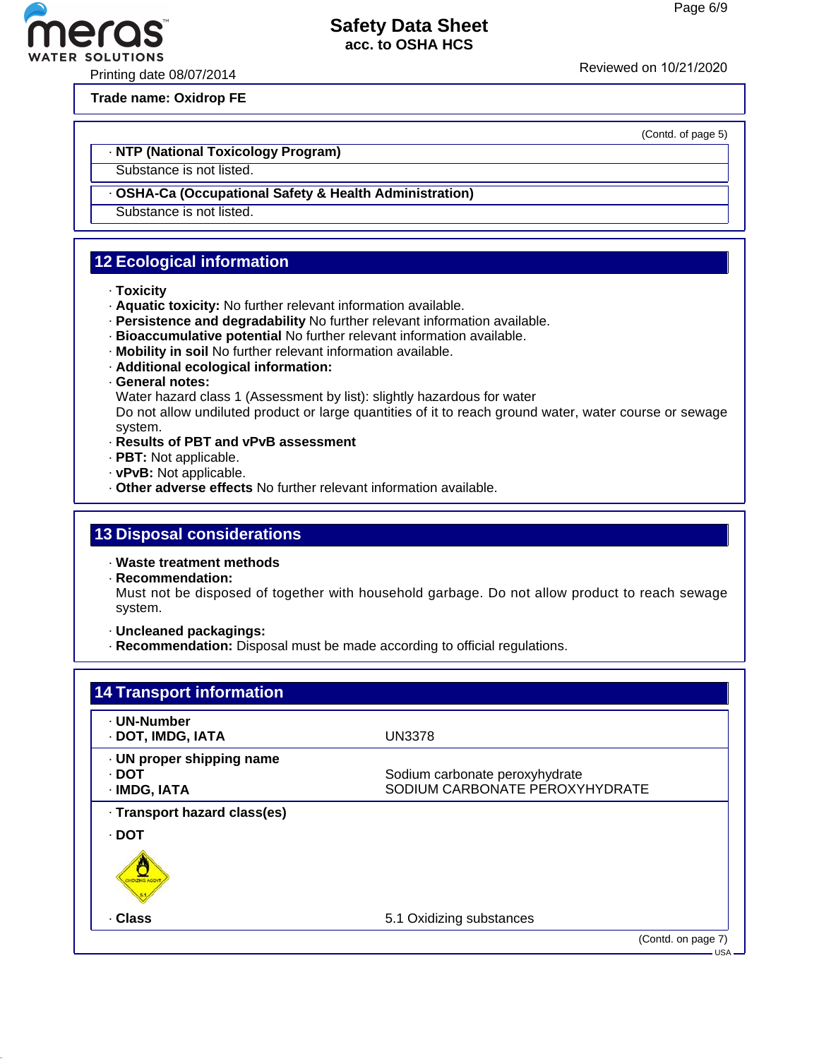Trade name: Oxidrop FE

(Contd. of page 5)

· **NTP (National Toxicology Program)**

Substance is not listed.

· **OSHA-Ca (Occupational Safety & Health Administration)**

Substance is not listed.

## 12 Ecological information

· **Toxicity**
· **Aquatic toxicity:** No further relevant information available.
· **Persistence and degradability** No further relevant information available.
· **Bioaccumulative potential** No further relevant information available.
· **Mobility in soil** No further relevant information available.
· **Additional ecological information:**
· **General notes:**
Water hazard class 1 (Assessment by list): slightly hazardous for water
Do not allow undiluted product or large quantities of it to reach ground water, water course or sewage system.
· **Results of PBT and vPvB assessment**
· **PBT:** Not applicable.
· **vPvB:** Not applicable.
· **Other adverse effects** No further relevant information available.

## 13 Disposal considerations

· **Waste treatment methods**
· **Recommendation:**
Must not be disposed of together with household garbage. Do not allow product to reach sewage system.

· **Uncleaned packagings:**
· **Recommendation:** Disposal must be made according to official regulations.

## 14 Transport information

| | |
|---|---|
| · **UN-Number** | |
| · **DOT, IMDG, IATA** | UN3378 |
| · **UN proper shipping name** | |
| · **DOT** | Sodium carbonate peroxyhydrate |
| · **IMDG, IATA** | SODIUM CARBONATE PEROXYHYDRATE |
| · **Transport hazard class(es)** | |
| · **DOT** | |
| · **Class** | 5.1 Oxidizing substances |

(Contd. on page 7)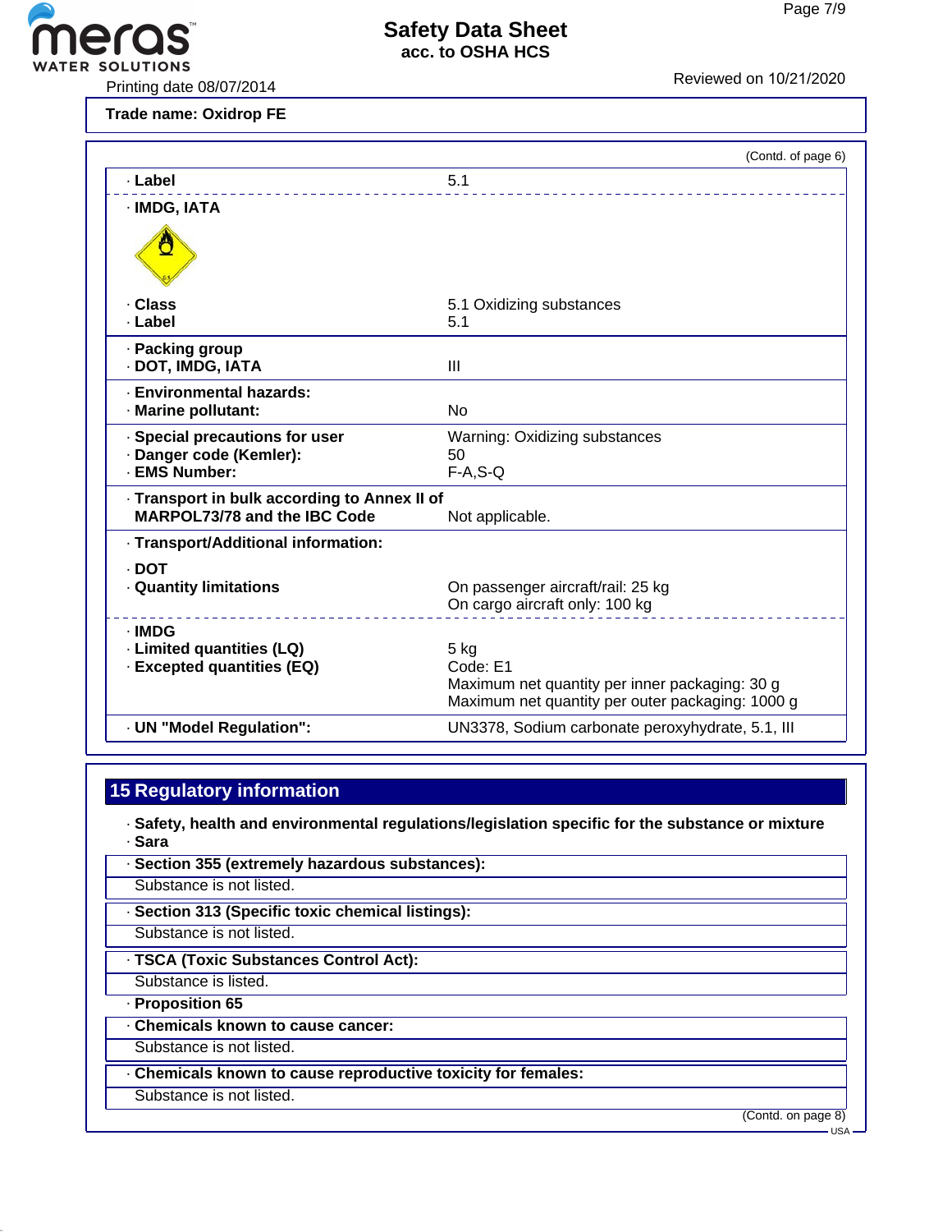**Trade name: Oxidrop FE**

(Contd. of page 6)

| | |
|---|---|
| · **Label** | 5.1 |
| · **IMDG, IATA** | |
| · **Class** | 5.1 Oxidizing substances |
| · **Label** | 5.1 |
| · **Packing group** | |
| · **DOT, IMDG, IATA** | III |
| · **Environmental hazards:** | |
| · **Marine pollutant:** | No |
| · **Special precautions for user** | Warning: Oxidizing substances |
| · **Danger code (Kemler):** | 50 |
| · **EMS Number:** | F-A,S-Q |
| · **Transport in bulk according to Annex II of MARPOL73/78 and the IBC Code** | Not applicable. |
| · **Transport/Additional information:** | |
| · **DOT** | |
| · **Quantity limitations** | On passenger aircraft/rail: 25 kg<br>On cargo aircraft only: 100 kg |
| · **IMDG** | |
| · **Limited quantities (LQ)** | 5 kg |
| · **Excepted quantities (EQ)** | Code: E1<br>Maximum net quantity per inner packaging: 30 g<br>Maximum net quantity per outer packaging: 1000 g |
| · **UN "Model Regulation":** | UN3378, Sodium carbonate peroxyhydrate, 5.1, III |

## 15 Regulatory information

· **Safety, health and environmental regulations/legislation specific for the substance or mixture**

· **Sara**

· **Section 355 (extremely hazardous substances):**

Substance is not listed.

· **Section 313 (Specific toxic chemical listings):**

Substance is not listed.

· **TSCA (Toxic Substances Control Act):**

Substance is listed.

· **Proposition 65**

· **Chemicals known to cause cancer:**

Substance is not listed.

· **Chemicals known to cause reproductive toxicity for females:**

Substance is not listed.

(Contd. on page 8)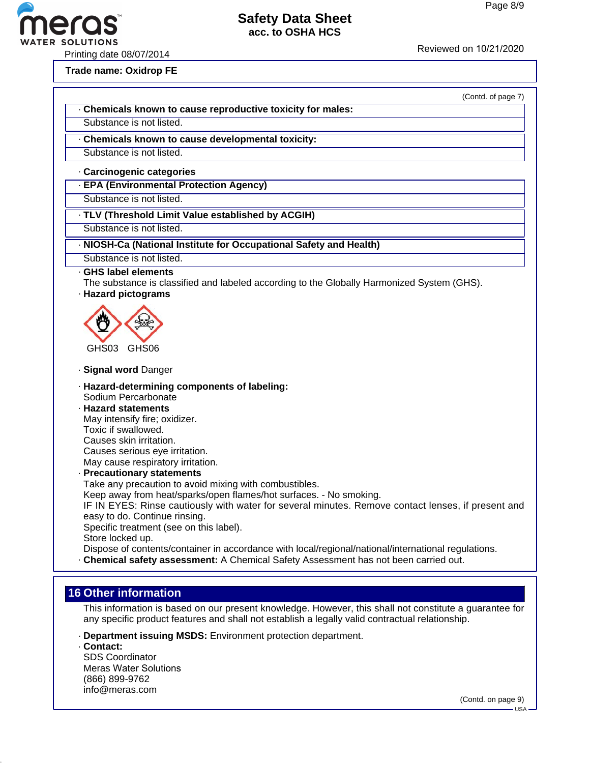**Trade name: Oxidrop FE**

(Contd. of page 7)

· **Chemicals known to cause reproductive toxicity for males:**

Substance is not listed.

· **Chemicals known to cause developmental toxicity:**

Substance is not listed.

· **Carcinogenic categories**

· **EPA (Environmental Protection Agency)**

Substance is not listed.

· **TLV (Threshold Limit Value established by ACGIH)**

Substance is not listed.

· **NIOSH-Ca (National Institute for Occupational Safety and Health)**

Substance is not listed.

· **GHS label elements**

The substance is classified and labeled according to the Globally Harmonized System (GHS).

· **Hazard pictograms**

GHS03 GHS06

· **Signal word** Danger

· **Hazard-determining components of labeling:**

Sodium Percarbonate

· **Hazard statements**

May intensify fire; oxidizer.
Toxic if swallowed.
Causes skin irritation.
Causes serious eye irritation.
May cause respiratory irritation.

· **Precautionary statements**

Take any precaution to avoid mixing with combustibles.
Keep away from heat/sparks/open flames/hot surfaces. - No smoking.
IF IN EYES: Rinse cautiously with water for several minutes. Remove contact lenses, if present and easy to do. Continue rinsing.
Specific treatment (see on this label).
Store locked up.
Dispose of contents/container in accordance with local/regional/national/international regulations.

· **Chemical safety assessment:** A Chemical Safety Assessment has not been carried out.

## 16 Other information

This information is based on our present knowledge. However, this shall not constitute a guarantee for any specific product features and shall not establish a legally valid contractual relationship.

· **Department issuing MSDS:** Environment protection department.

· **Contact:**

SDS Coordinator
Meras Water Solutions
(866) 899-9762
info@meras.com

(Contd. on page 9)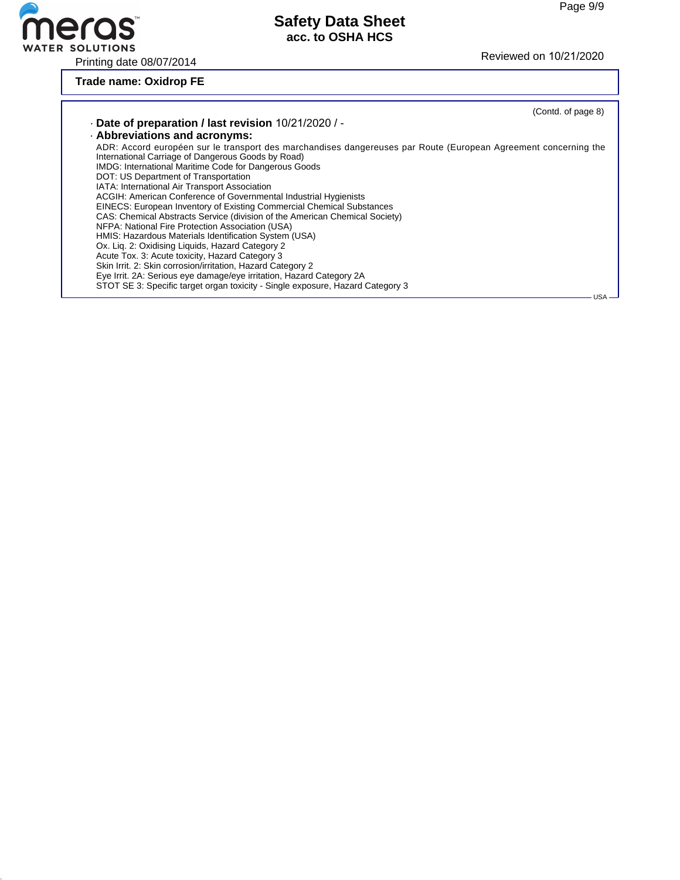**Trade name: Oxidrop FE**

(Contd. of page 8)

· **Date of preparation / last revision** 10/21/2020 / -

· **Abbreviations and acronyms:**

ADR: Accord européen sur le transport des marchandises dangereuses par Route (European Agreement concerning the International Carriage of Dangerous Goods by Road)
IMDG: International Maritime Code for Dangerous Goods
DOT: US Department of Transportation
IATA: International Air Transport Association
ACGIH: American Conference of Governmental Industrial Hygienists
EINECS: European Inventory of Existing Commercial Chemical Substances
CAS: Chemical Abstracts Service (division of the American Chemical Society)
NFPA: National Fire Protection Association (USA)
HMIS: Hazardous Materials Identification System (USA)
Ox. Liq. 2: Oxidising Liquids, Hazard Category 2
Acute Tox. 3: Acute toxicity, Hazard Category 3
Skin Irrit. 2: Skin corrosion/irritation, Hazard Category 2
Eye Irrit. 2A: Serious eye damage/eye irritation, Hazard Category 2A
STOT SE 3: Specific target organ toxicity - Single exposure, Hazard Category 3